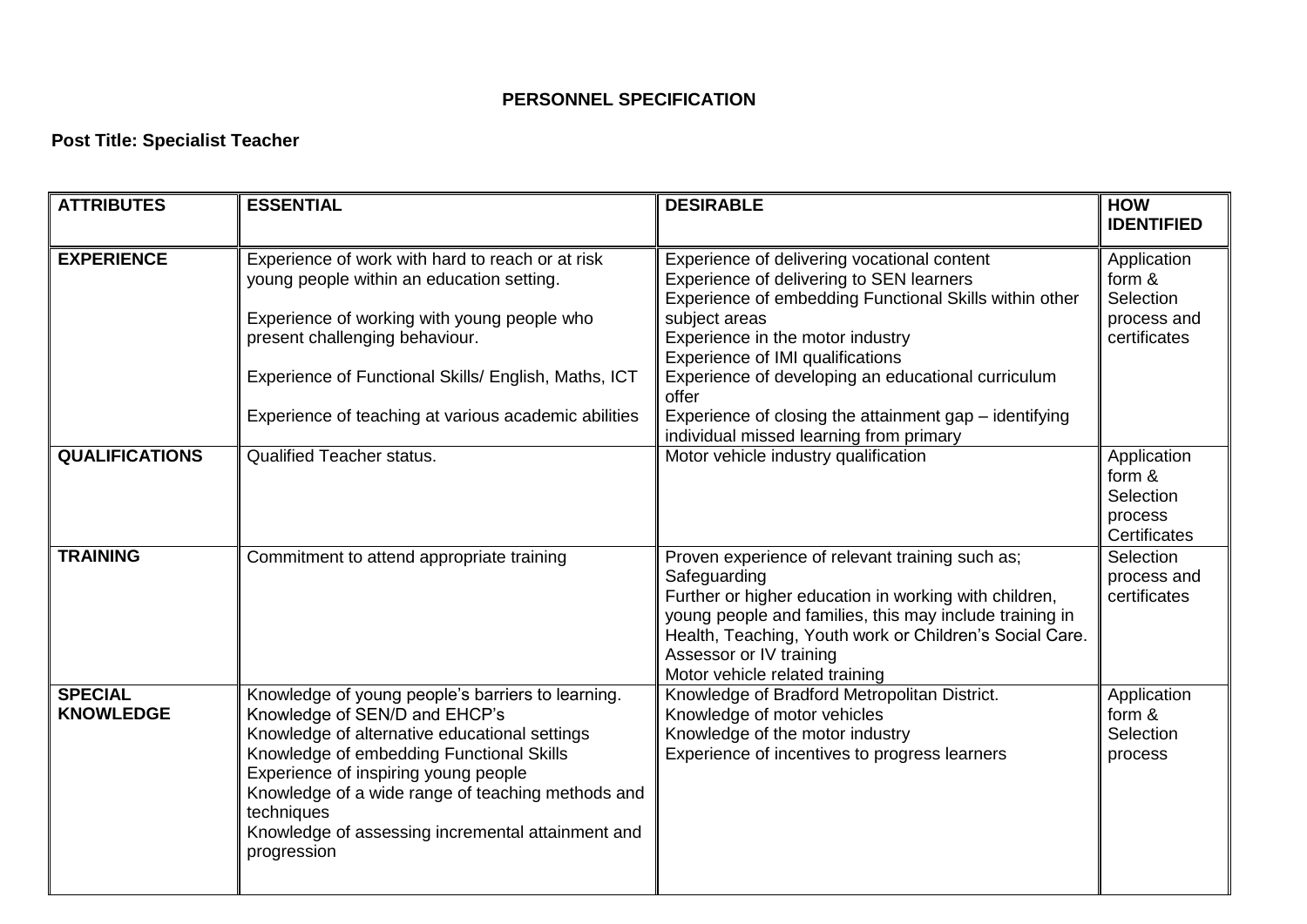# PERSONNEL SPECIFICATION

**Post Title: Specialist Teacher**

| ATTRIBUTES | ESSENTIAL | DESIRABLE | HOW IDENTIFIED |
|---|---|---|---|
| **EXPERIENCE** | Experience of work with hard to reach or at risk young people within an education setting.<br><br>Experience of working with young people who present challenging behaviour.<br><br>Experience of Functional Skills/ English, Maths, ICT<br><br>Experience of teaching at various academic abilities | Experience of delivering vocational content<br>Experience of delivering to SEN learners<br>Experience of embedding Functional Skills within other subject areas<br>Experience in the motor industry<br>Experience of IMI qualifications<br>Experience of developing an educational curriculum offer<br>Experience of closing the attainment gap – identifying individual missed learning from primary | Application form & Selection process and certificates |
| **QUALIFICATIONS** | Qualified Teacher status. | Motor vehicle industry qualification | Application form & Selection process Certificates |
| **TRAINING** | Commitment to attend appropriate training | Proven experience of relevant training such as;<br>Safeguarding<br>Further or higher education in working with children, young people and families, this may include training in Health, Teaching, Youth work or Children's Social Care.<br>Assessor or IV training<br>Motor vehicle related training | Selection process and certificates |
| **SPECIAL KNOWLEDGE** | Knowledge of young people's barriers to learning.<br>Knowledge of SEN/D and EHCP's<br>Knowledge of alternative educational settings<br>Knowledge of embedding Functional Skills<br>Experience of inspiring young people<br>Knowledge of a wide range of teaching methods and techniques<br>Knowledge of assessing incremental attainment and progression | Knowledge of Bradford Metropolitan District.<br>Knowledge of motor vehicles<br>Knowledge of the motor industry<br>Experience of incentives to progress learners | Application form & Selection process |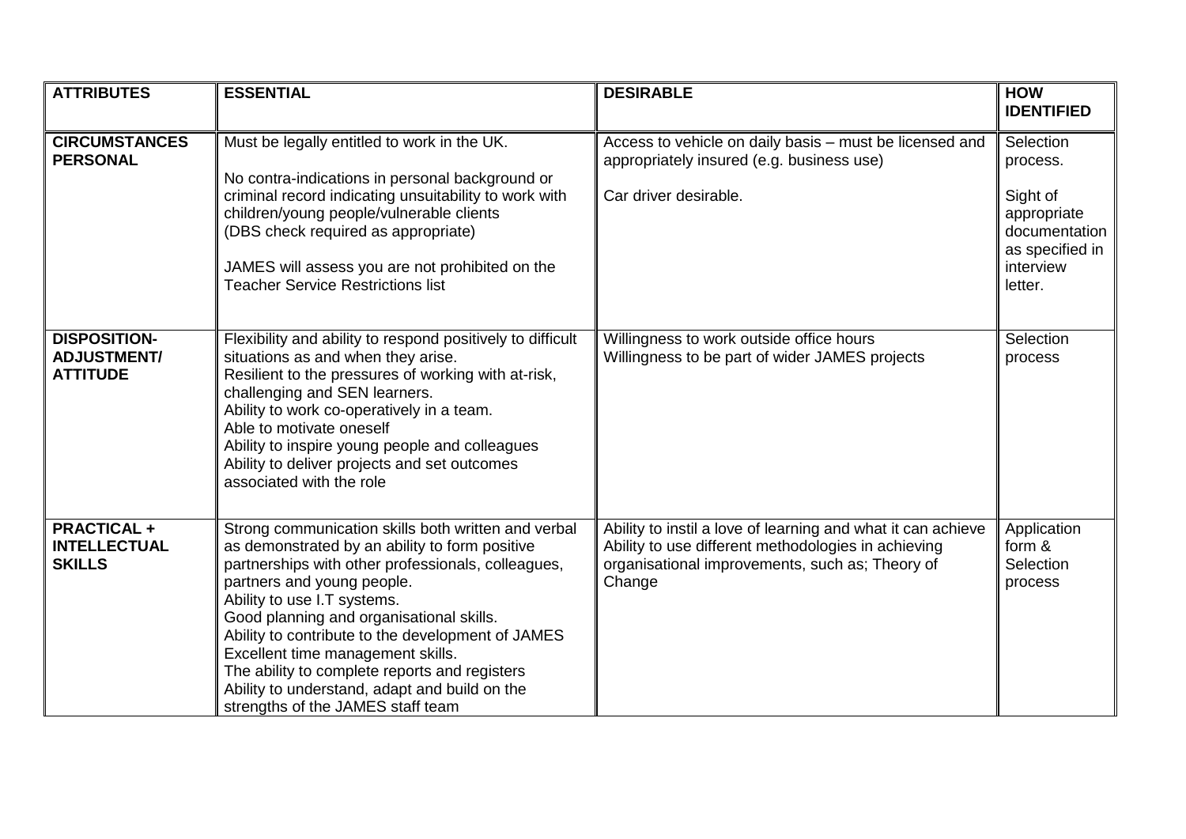| ATTRIBUTES | ESSENTIAL | DESIRABLE | HOW IDENTIFIED |
|---|---|---|---|
| **CIRCUMSTANCES PERSONAL** | Must be legally entitled to work in the UK.<br><br>No contra-indications in personal background or criminal record indicating unsuitability to work with children/young people/vulnerable clients (DBS check required as appropriate)<br><br>JAMES will assess you are not prohibited on the Teacher Service Restrictions list | Access to vehicle on daily basis – must be licensed and appropriately insured (e.g. business use)<br><br>Car driver desirable. | Selection process.<br><br>Sight of appropriate documentation as specified in interview letter. |
| **DISPOSITION-ADJUSTMENT/ ATTITUDE** | Flexibility and ability to respond positively to difficult situations as and when they arise.<br>Resilient to the pressures of working with at-risk, challenging and SEN learners.<br>Ability to work co-operatively in a team.<br>Able to motivate oneself<br>Ability to inspire young people and colleagues<br>Ability to deliver projects and set outcomes associated with the role | Willingness to work outside office hours<br>Willingness to be part of wider JAMES projects | Selection process |
| **PRACTICAL + INTELLECTUAL SKILLS** | Strong communication skills both written and verbal as demonstrated by an ability to form positive partnerships with other professionals, colleagues, partners and young people.<br>Ability to use I.T systems.<br>Good planning and organisational skills.<br>Ability to contribute to the development of JAMES<br>Excellent time management skills.<br>The ability to complete reports and registers<br>Ability to understand, adapt and build on the strengths of the JAMES staff team | Ability to instil a love of learning and what it can achieve<br>Ability to use different methodologies in achieving organisational improvements, such as; Theory of Change | Application form & Selection process |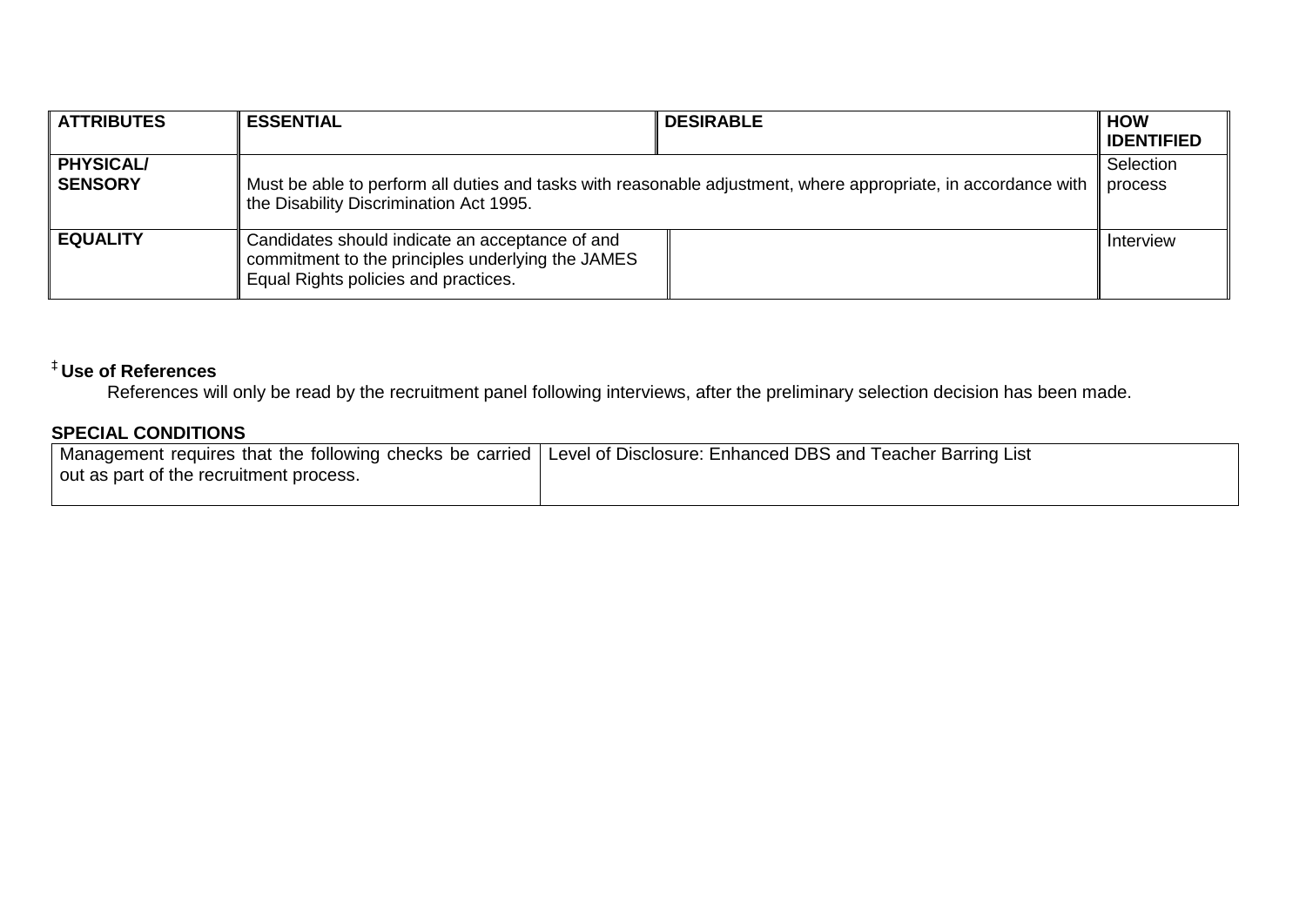| ATTRIBUTES | ESSENTIAL | DESIRABLE | HOW IDENTIFIED |
|---|---|---|---|
| PHYSICAL/ SENSORY | Must be able to perform all duties and tasks with reasonable adjustment, where appropriate, in accordance with the Disability Discrimination Act 1995. | | Selection process |
| EQUALITY | Candidates should indicate an acceptance of and commitment to the principles underlying the JAMES Equal Rights policies and practices. | | Interview |

**‡ Use of References**

References will only be read by the recruitment panel following interviews, after the preliminary selection decision has been made.

**SPECIAL CONDITIONS**

| | |
|---|---|
| Management requires that the following checks be carried out as part of the recruitment process. | Level of Disclosure: Enhanced DBS and Teacher Barring List |